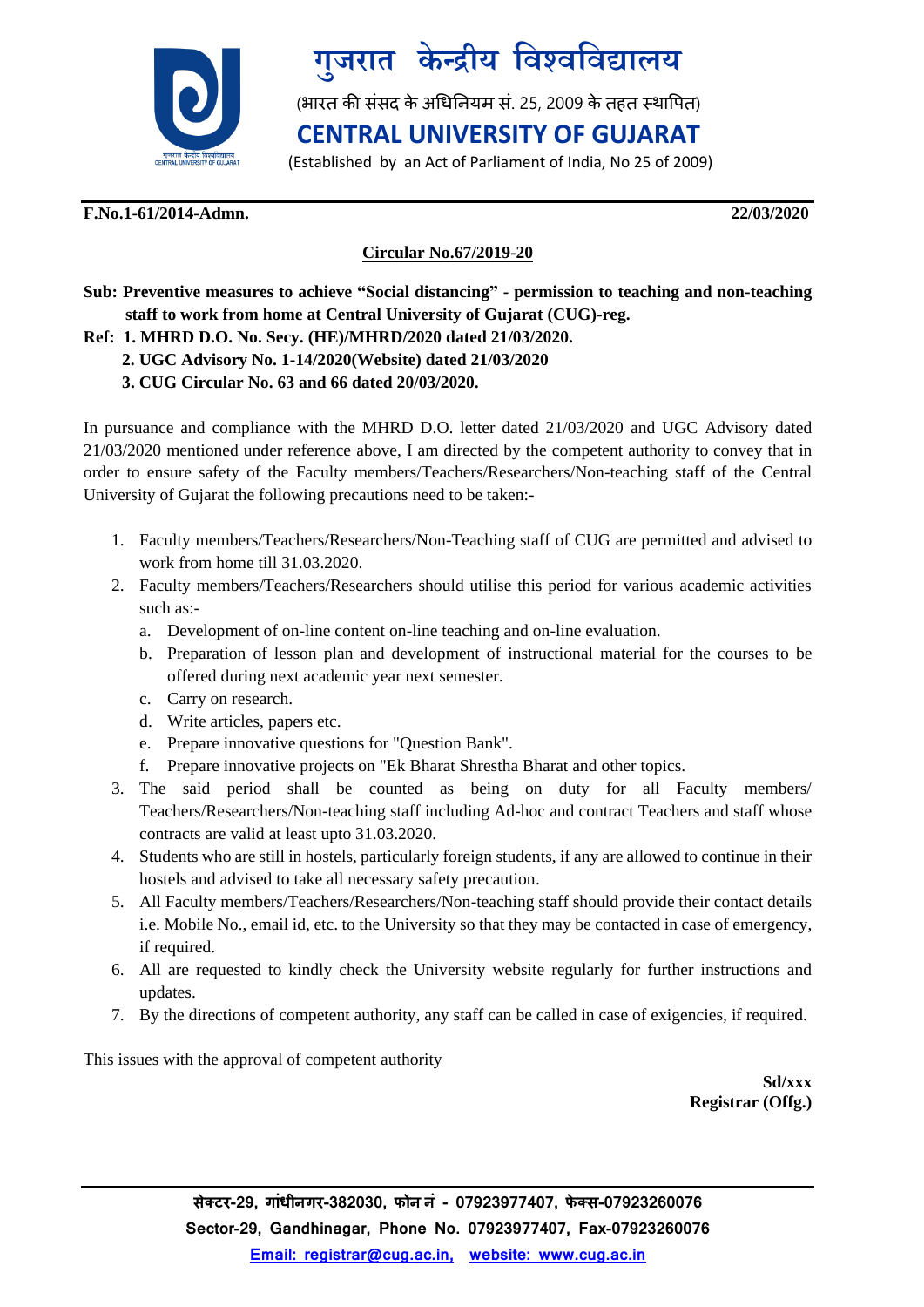# गुजरात केन्द्रीय विश्वविद्यालय

(भारत की संसद के अधिनियम सं. 25, 2009 के तहत स्थापित)

# CENTRAL UNIVERSITY OF GUJARAT

(Established by an Act of Parliament of India, No 25 of 2009)

**F.No.1-61/2014-Admn.** **22/03/2020**

**<u>Circular No.67/2019-20</u>**

**Sub: Preventive measures to achieve "Social distancing" - permission to teaching and non-teaching staff to work from home at Central University of Gujarat (CUG)-reg.**

**Ref: 1. MHRD D.O. No. Secy. (HE)/MHRD/2020 dated 21/03/2020.**
**2. UGC Advisory No. 1-14/2020(Website) dated 21/03/2020**
**3. CUG Circular No. 63 and 66 dated 20/03/2020.**

In pursuance and compliance with the MHRD D.O. letter dated 21/03/2020 and UGC Advisory dated 21/03/2020 mentioned under reference above, I am directed by the competent authority to convey that in order to ensure safety of the Faculty members/Teachers/Researchers/Non-teaching staff of the Central University of Gujarat the following precautions need to be taken:-

1. Faculty members/Teachers/Researchers/Non-Teaching staff of CUG are permitted and advised to work from home till 31.03.2020.
2. Faculty members/Teachers/Researchers should utilise this period for various academic activities such as:-
   a. Development of on-line content on-line teaching and on-line evaluation.
   b. Preparation of lesson plan and development of instructional material for the courses to be offered during next academic year next semester.
   c. Carry on research.
   d. Write articles, papers etc.
   e. Prepare innovative questions for "Question Bank".
   f. Prepare innovative projects on "Ek Bharat Shrestha Bharat and other topics.
3. The said period shall be counted as being on duty for all Faculty members/ Teachers/Researchers/Non-teaching staff including Ad-hoc and contract Teachers and staff whose contracts are valid at least upto 31.03.2020.
4. Students who are still in hostels, particularly foreign students, if any are allowed to continue in their hostels and advised to take all necessary safety precaution.
5. All Faculty members/Teachers/Researchers/Non-teaching staff should provide their contact details i.e. Mobile No., email id, etc. to the University so that they may be contacted in case of emergency, if required.
6. All are requested to kindly check the University website regularly for further instructions and updates.
7. By the directions of competent authority, any staff can be called in case of exigencies, if required.

This issues with the approval of competent authority

**Sd/xxx**
**Registrar (Offg.)**

**सेक्टर-29, गांधीनगर-382030, फोन नं - 07923977407, फेक्स-07923260076**
**Sector-29, Gandhinagar, Phone No. 07923977407, Fax-07923260076**
**Email: registrar@cug.ac.in, website: www.cug.ac.in**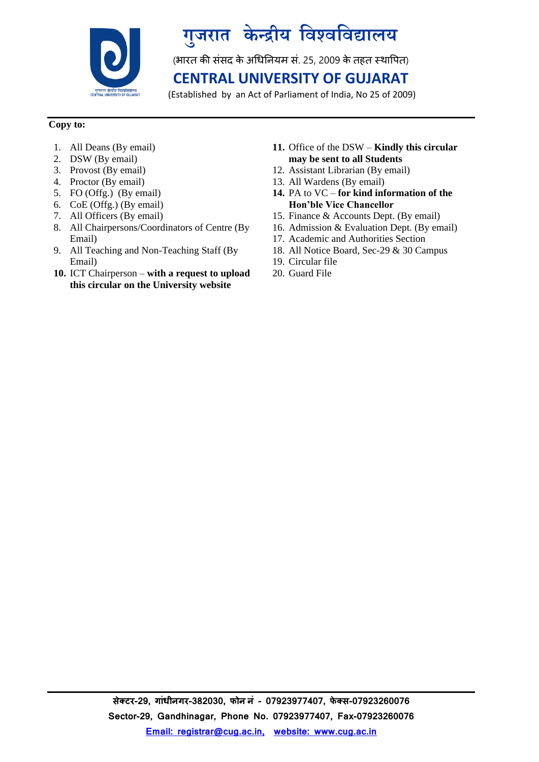# गुजरात केन्द्रीय विश्वविद्यालय

(भारत की संसद के अधिनियम सं. 25, 2009 के तहत स्थापित)

## CENTRAL UNIVERSITY OF GUJARAT

(Established by an Act of Parliament of India, No 25 of 2009)

**Copy to:**

1. All Deans (By email)
2. DSW (By email)
3. Provost (By email)
4. Proctor (By email)
5. FO (Offg.) (By email)
6. CoE (Offg.) (By email)
7. All Officers (By email)
8. All Chairpersons/Coordinators of Centre (By Email)
9. All Teaching and Non-Teaching Staff (By Email)
10. ICT Chairperson – **with a request to upload this circular on the University website**
11. Office of the DSW – **Kindly this circular may be sent to all Students**
12. Assistant Librarian (By email)
13. All Wardens (By email)
14. PA to VC – **for kind information of the Hon'ble Vice Chancellor**
15. Finance & Accounts Dept. (By email)
16. Admission & Evaluation Dept. (By email)
17. Academic and Authorities Section
18. All Notice Board, Sec-29 & 30 Campus
19. Circular file
20. Guard File

सेक्टर-29, गांधीनगर-382030, फोन नं - 07923977407, फेक्स-07923260076

Sector-29, Gandhinagar, Phone No. 07923977407, Fax-07923260076

Email: registrar@cug.ac.in, website: www.cug.ac.in